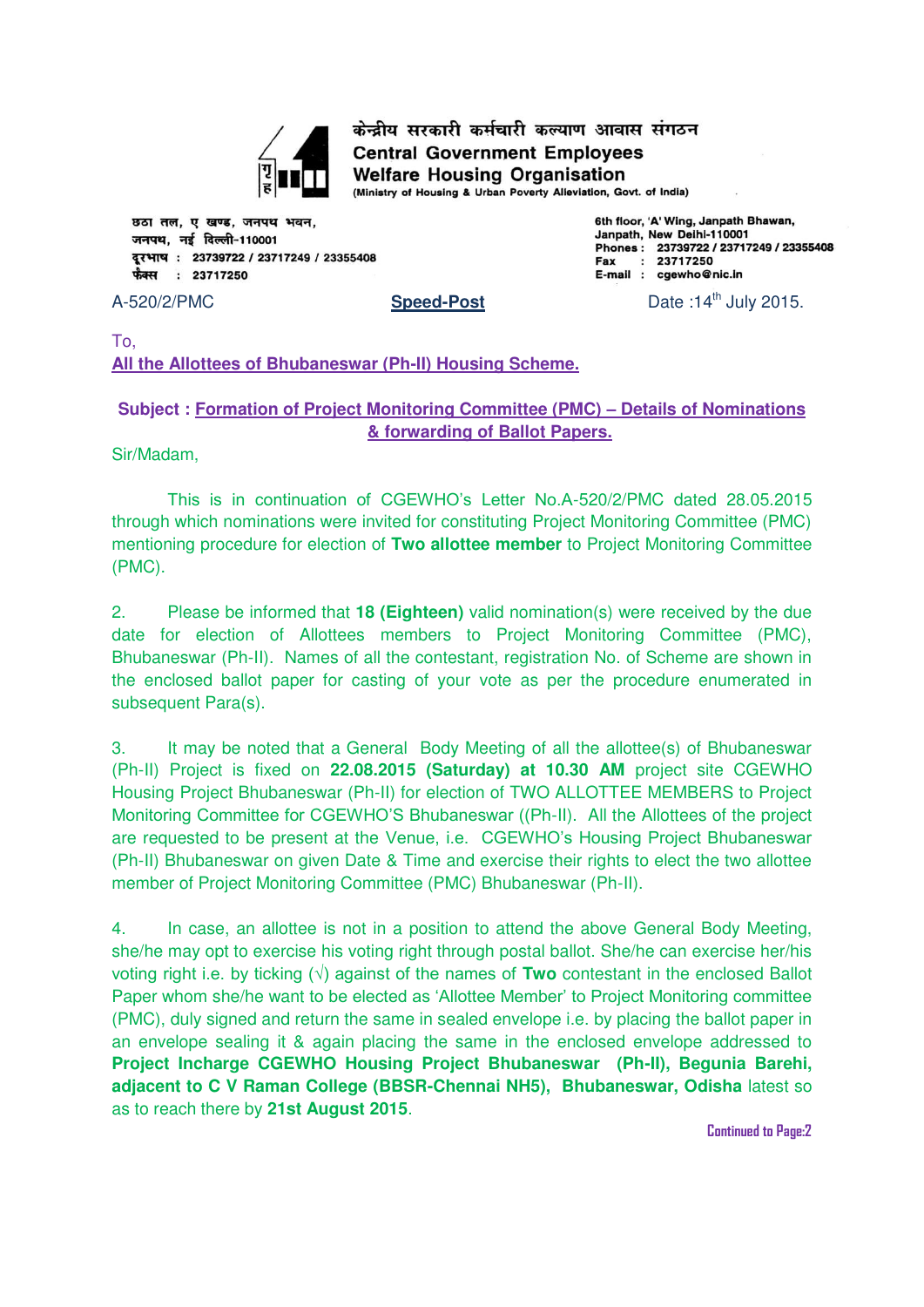केन्द्रीय सरकारी कर्मचारी कल्याण आवास संगठन

**Central Government Employees Welfare Housing Organisation**

(Ministry of Housing & Urban Poverty Alleviation, Govt. of India)

छठा तल, ए खण्ड, जनपथ भवन,
जनपथ, नई दिल्ली-110001
दूरभाष : 23739722 / 23717249 / 23355408
फैक्स : 23717250

6th floor, 'A' Wing, Janpath Bhawan,
Janpath, New Delhi-110001
Phones : 23739722 / 23717249 / 23355408
Fax : 23717250
E-mail : cgewho@nic.in

A-520/2/PMC **Speed-Post** Date :14th July 2015.

To,
All the Allottees of Bhubaneswar (Ph-II) Housing Scheme.

**Subject : Formation of Project Monitoring Committee (PMC) – Details of Nominations & forwarding of Ballot Papers.**

Sir/Madam,

This is in continuation of CGEWHO's Letter No.A-520/2/PMC dated 28.05.2015 through which nominations were invited for constituting Project Monitoring Committee (PMC) mentioning procedure for election of **Two allottee member** to Project Monitoring Committee (PMC).

2. Please be informed that **18 (Eighteen)** valid nomination(s) were received by the due date for election of Allottees members to Project Monitoring Committee (PMC), Bhubaneswar (Ph-II). Names of all the contestant, registration No. of Scheme are shown in the enclosed ballot paper for casting of your vote as per the procedure enumerated in subsequent Para(s).

3. It may be noted that a General Body Meeting of all the allottee(s) of Bhubaneswar (Ph-II) Project is fixed on **22.08.2015 (Saturday) at 10.30 AM** project site CGEWHO Housing Project Bhubaneswar (Ph-II) for election of TWO ALLOTTEE MEMBERS to Project Monitoring Committee for CGEWHO'S Bhubaneswar ((Ph-II). All the Allottees of the project are requested to be present at the Venue, i.e. CGEWHO's Housing Project Bhubaneswar (Ph-II) Bhubaneswar on given Date & Time and exercise their rights to elect the two allottee member of Project Monitoring Committee (PMC) Bhubaneswar (Ph-II).

4. In case, an allottee is not in a position to attend the above General Body Meeting, she/he may opt to exercise his voting right through postal ballot. She/he can exercise her/his voting right i.e. by ticking (√) against of the names of **Two** contestant in the enclosed Ballot Paper whom she/he want to be elected as 'Allottee Member' to Project Monitoring committee (PMC), duly signed and return the same in sealed envelope i.e. by placing the ballot paper in an envelope sealing it & again placing the same in the enclosed envelope addressed to **Project Incharge CGEWHO Housing Project Bhubaneswar (Ph-II), Begunia Barehi, adjacent to C V Raman College (BBSR-Chennai NH5), Bhubaneswar, Odisha** latest so as to reach there by **21st August 2015**.

Continued to Page:2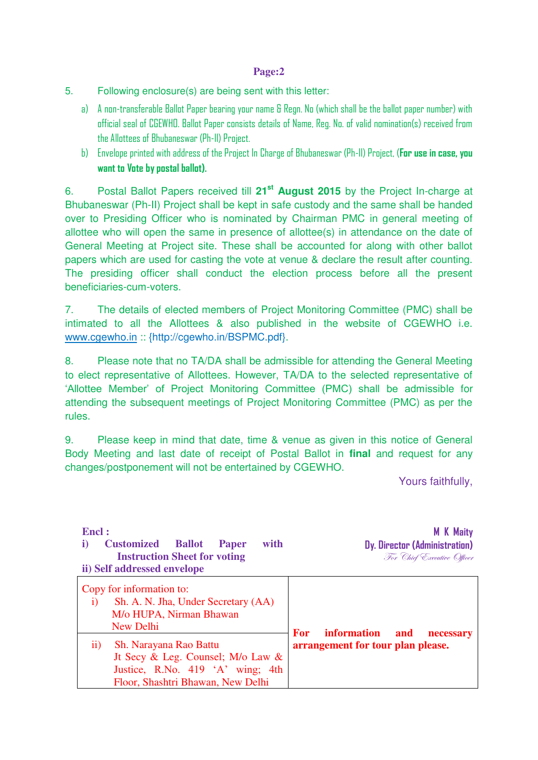5. Following enclosure(s) are being sent with this letter:

   a) A non-transferable Ballot Paper bearing your name & Regn. No (which shall be the ballot paper number) with official seal of CGEWHO. Ballot Paper consists details of Name, Reg. No. of valid nomination(s) received from the Allottees of Bhubaneswar (Ph-II) Project.

   b) Envelope printed with address of the Project In Charge of Bhubaneswar (Ph-II) Project, (**For use in case, you want to Vote by postal ballot).**

6. Postal Ballot Papers received till **21st August 2015** by the Project In-charge at Bhubaneswar (Ph-II) Project shall be kept in safe custody and the same shall be handed over to Presiding Officer who is nominated by Chairman PMC in general meeting of allottee who will open the same in presence of allottee(s) in attendance on the date of General Meeting at Project site. These shall be accounted for along with other ballot papers which are used for casting the vote at venue & declare the result after counting. The presiding officer shall conduct the election process before all the present beneficiaries-cum-voters.

7. The details of elected members of Project Monitoring Committee (PMC) shall be intimated to all the Allottees & also published in the website of CGEWHO i.e. www.cgewho.in :: {http://cgewho.in/BSPMC.pdf}.

8. Please note that no TA/DA shall be admissible for attending the General Meeting to elect representative of Allottees. However, TA/DA to the selected representative of 'Allottee Member' of Project Monitoring Committee (PMC) shall be admissible for attending the subsequent meetings of Project Monitoring Committee (PMC) as per the rules.

9. Please keep in mind that date, time & venue as given in this notice of General Body Meeting and last date of receipt of Postal Ballot in **final** and request for any changes/postponement will not be entertained by CGEWHO.

Yours faithfully,

**M K Maity**
**Dy. Director (Administration)**
*For Chief Executive Officer*

**Encl :**
**i) Customized Ballot Paper with Instruction Sheet for voting**
**ii) Self addressed envelope**

| Copy for information to: | |
|---|---|
| i) Sh. A. N. Jha, Under Secretary (AA) M/o HUPA, Nirman Bhawan New Delhi | **For information and necessary arrangement for tour plan please.** |
| ii) Sh. Narayana Rao Battu Jt Secy & Leg. Counsel; M/o Law & Justice, R.No. 419 'A' wing; 4th Floor, Shashtri Bhawan, New Delhi | |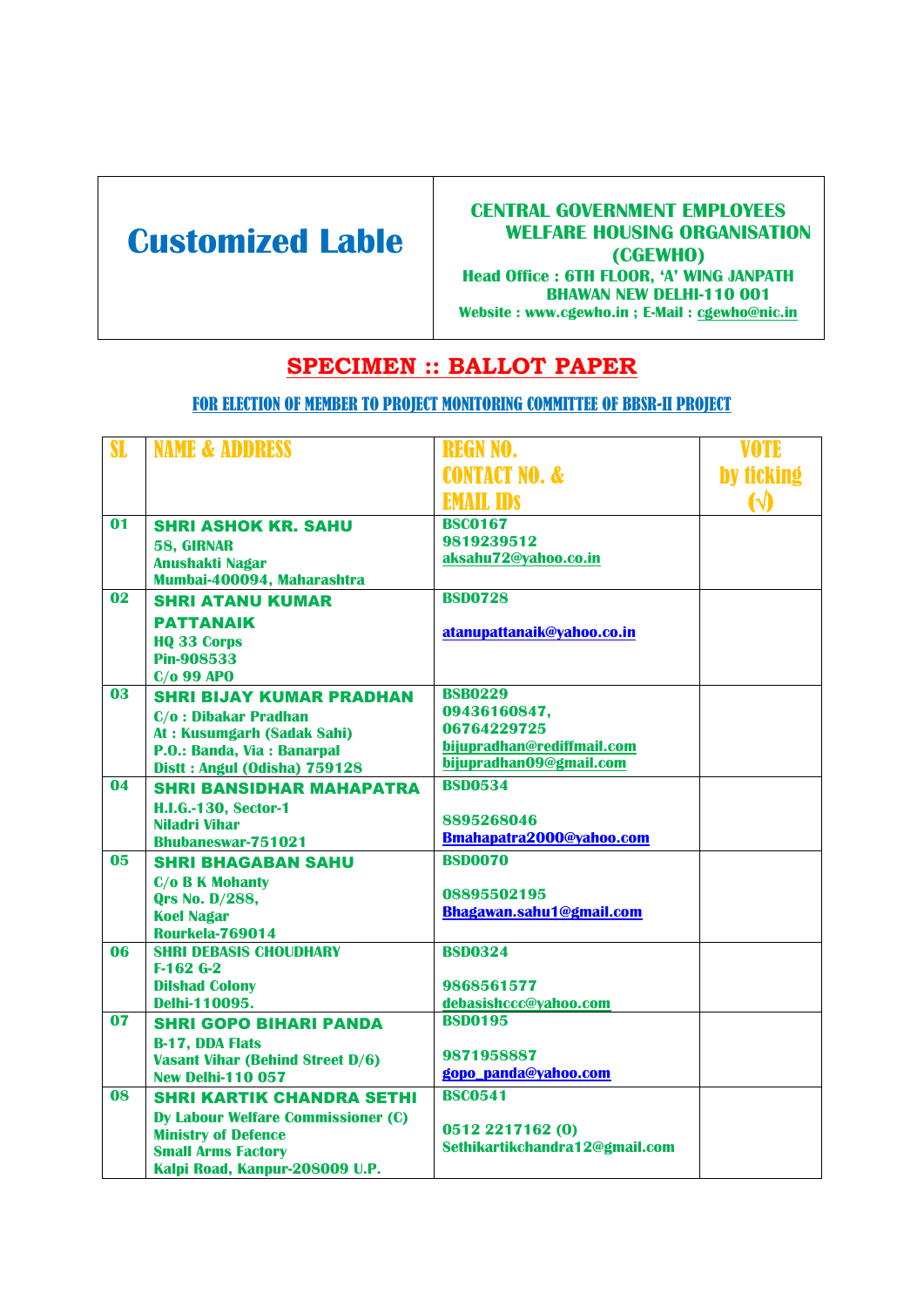| Customized Lable | CENTRAL GOVERNMENT EMPLOYEES WELFARE HOUSING ORGANISATION (CGEWHO)<br>Head Office : 6TH FLOOR, 'A' WING JANPATH BHAWAN NEW DELHI-110 001<br>Website : www.cgewho.in ; E-Mail : cgewho@nic.in |
|---|---|

## SPECIMEN :: BALLOT PAPER

### FOR ELECTION OF MEMBER TO PROJECT MONITORING COMMITTEE OF BBSR-II PROJECT

| SL | NAME & ADDRESS | REGN NO. CONTACT NO. & EMAIL IDs | VOTE by ticking (√) |
|---|---|---|---|
| 01 | **SHRI ASHOK KR. SAHU**<br>58, GIRNAR<br>Anushakti Nagar<br>Mumbai-400094, Maharashtra | BSC0167<br>9819239512<br>aksahu72@yahoo.co.in | |
| 02 | **SHRI ATANU KUMAR PATTANAIK**<br>HQ 33 Corps<br>Pin-908533<br>C/o 99 APO | BSD0728<br>atanupattanaik@yahoo.co.in | |
| 03 | **SHRI BIJAY KUMAR PRADHAN**<br>C/o : Dibakar Pradhan<br>At : Kusumgarh (Sadak Sahi)<br>P.O.: Banda, Via : Banarpal<br>Distt : Angul (Odisha) 759128 | BSB0229<br>09436160847,<br>06764229725<br>bijupradhan@rediffmail.com<br>bijupradhan09@gmail.com | |
| 04 | **SHRI BANSIDHAR MAHAPATRA**<br>H.I.G.-130, Sector-1<br>Niladri Vihar<br>Bhubaneswar-751021 | BSD0534<br>8895268046<br>Bmahapatra2000@yahoo.com | |
| 05 | **SHRI BHAGABAN SAHU**<br>C/o B K Mohanty<br>Qrs No. D/288,<br>Koel Nagar<br>Rourkela-769014 | BSD0070<br>08895502195<br>Bhagawan.sahu1@gmail.com | |
| 06 | **SHRI DEBASIS CHOUDHARY**<br>F-162 G-2<br>Dilshad Colony<br>Delhi-110095. | BSD0324<br>9868561577<br>debasishccc@yahoo.com | |
| 07 | **SHRI GOPO BIHARI PANDA**<br>B-17, DDA Flats<br>Vasant Vihar (Behind Street D/6)<br>New Delhi-110 057 | BSD0195<br>9871958887<br>gopo_panda@yahoo.com | |
| 08 | **SHRI KARTIK CHANDRA SETHI**<br>Dy Labour Welfare Commissioner (C)<br>Ministry of Defence<br>Small Arms Factory<br>Kalpi Road, Kanpur-208009 U.P. | BSC0541<br>0512 2217162 (0)<br>Sethikartikchandra12@gmail.com | |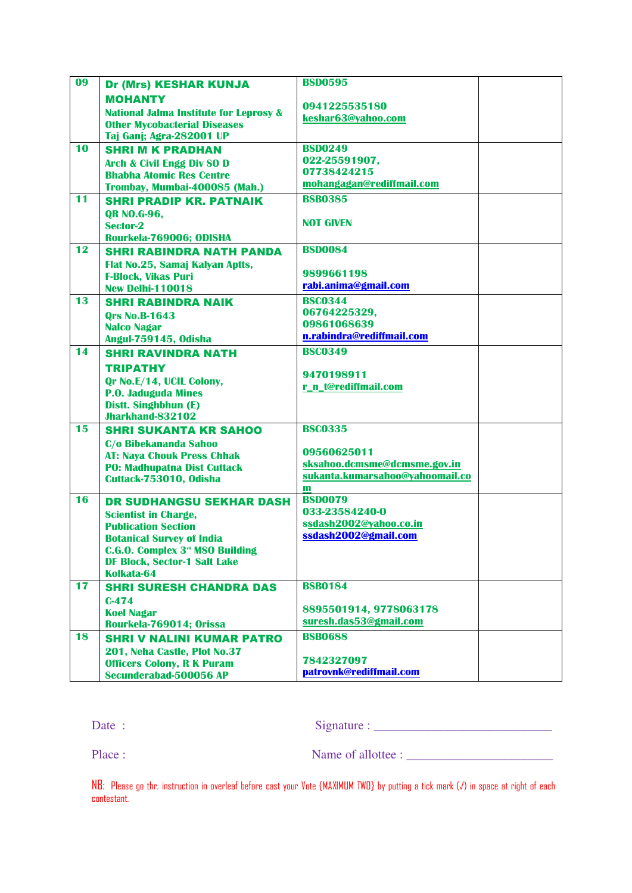| | | | |
|---|---|---|---|
| 09 | **Dr (Mrs) KESHAR KUNJA MOHANTY**<br>National Jalma Institute for Leprosy & Other Mycobacterial Diseases<br>Taj Ganj; Agra-282001 UP | BSD0595<br><br>0941225535180<br>keshar63@yahoo.com | |
| 10 | **SHRI M K PRADHAN**<br>Arch & Civil Engg Div SO D<br>Bhabha Atomic Res Centre<br>Trombay, Mumbai-400085 (Mah.) | BSD0249<br>022-25591907,<br>07738424215<br>mohangagan@rediffmail.com | |
| 11 | **SHRI PRADIP KR. PATNAIK**<br>QR NO.G-96,<br>Sector-2<br>Rourkela-769006; ODISHA | BSB0385<br><br>NOT GIVEN | |
| 12 | **SHRI RABINDRA NATH PANDA**<br>Flat No.25, Samaj Kalyan Aptts,<br>F-Block, Vikas Puri<br>New Delhi-110018 | BSD0084<br><br>9899661198<br>rabi.anima@gmail.com | |
| 13 | **SHRI RABINDRA NAIK**<br>Qrs No.B-1643<br>Nalco Nagar<br>Angul-759145, Odisha | BSC0344<br>06764225329,<br>09861068639<br>n.rabindra@rediffmail.com | |
| 14 | **SHRI RAVINDRA NATH TRIPATHY**<br>Qr No.E/14, UCIL Colony,<br>P.O. Jaduguda Mines<br>Distt. Singhbhun (E)<br>Jharkhand-832102 | BSC0349<br><br>9470198911<br>r_n_t@rediffmail.com | |
| 15 | **SHRI SUKANTA KR SAHOO**<br>C/o Bibekananda Sahoo<br>AT: Naya Chouk Press Chhak<br>PO: Madhupatna Dist Cuttack<br>Cuttack-753010, Odisha | BSC0335<br><br>09560625011<br>sksahoo.dcmsme@dcmsme.gov.in<br>sukanta.kumarsahoo@yahoomail.com | |
| 16 | **DR SUDHANGSU SEKHAR DASH**<br>Scientist in Charge,<br>Publication Section<br>Botanical Survey of India<br>C.G.O. Complex 3rd MSO Building<br>DF Block, Sector-1 Salt Lake<br>Kolkata-64 | BSD0079<br>033-23584240-0<br>ssdash2002@yahoo.co.in<br>ssdash2002@gmail.com | |
| 17 | **SHRI SURESH CHANDRA DAS**<br>C-474<br>Koel Nagar<br>Rourkela-769014; Orissa | BSB0184<br><br>8895501914, 9778063178<br>suresh.das53@gmail.com | |
| 18 | **SHRI V NALINI KUMAR PATRO**<br>201, Neha Castle, Plot No.37<br>Officers Colony, R K Puram<br>Secunderabad-500056 AP | BSB0688<br><br>7842327097<br>patrovnk@rediffmail.com | |

Date :  Signature : ______________________________

Place :  Name of allottee : ________________________

NB: Please go thr. instruction in overleaf before cast your Vote {MAXIMUM TWO} by putting a tick mark (√) in space at right of each contestant.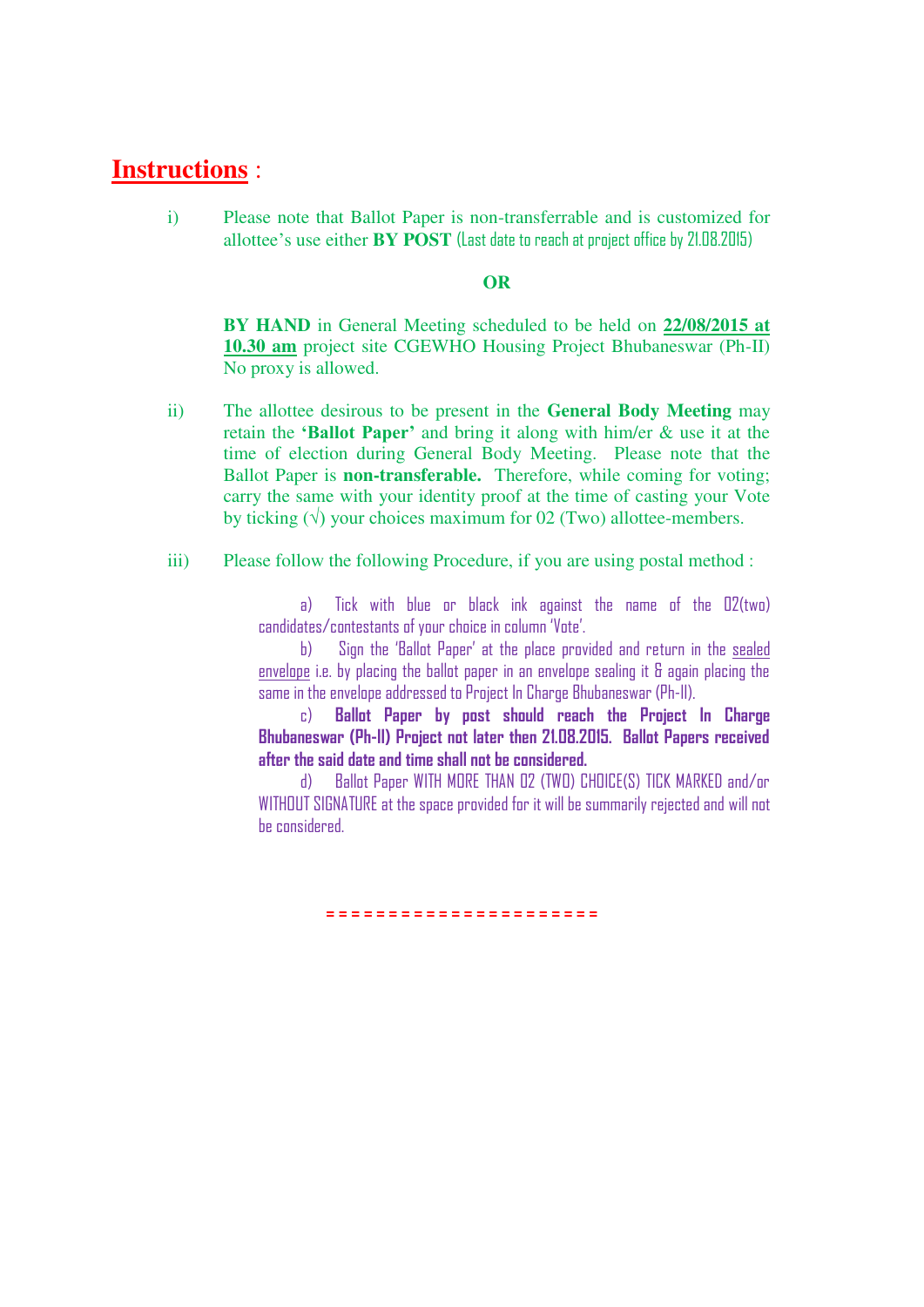# Instructions :

i) Please note that Ballot Paper is non-transferrable and is customized for allottee's use either **BY POST** (Last date to reach at project office by 21.08.2015)

**OR**

**BY HAND** in General Meeting scheduled to be held on **22/08/2015 at 10.30 am** project site CGEWHO Housing Project Bhubaneswar (Ph-II) No proxy is allowed.

ii) The allottee desirous to be present in the **General Body Meeting** may retain the **'Ballot Paper'** and bring it along with him/er & use it at the time of election during General Body Meeting. Please note that the Ballot Paper is **non-transferable.** Therefore, while coming for voting; carry the same with your identity proof at the time of casting your Vote by ticking (√) your choices maximum for 02 (Two) allottee-members.

iii) Please follow the following Procedure, if you are using postal method :

a) Tick with blue or black ink against the name of the 02(two) candidates/contestants of your choice in column 'Vote'.

b) Sign the 'Ballot Paper' at the place provided and return in the sealed envelope i.e. by placing the ballot paper in an envelope sealing it & again placing the same in the envelope addressed to Project In Charge Bhubaneswar (Ph-II).

c) **Ballot Paper by post should reach the Project In Charge Bhubaneswar (Ph-II) Project not later then 21.08.2015. Ballot Papers received after the said date and time shall not be considered.**

d) Ballot Paper WITH MORE THAN 02 (TWO) CHOICE(S) TICK MARKED and/or WITHOUT SIGNATURE at the space provided for it will be summarily rejected and will not be considered.

= = = = = = = = = = = = = = = = = = = = = =